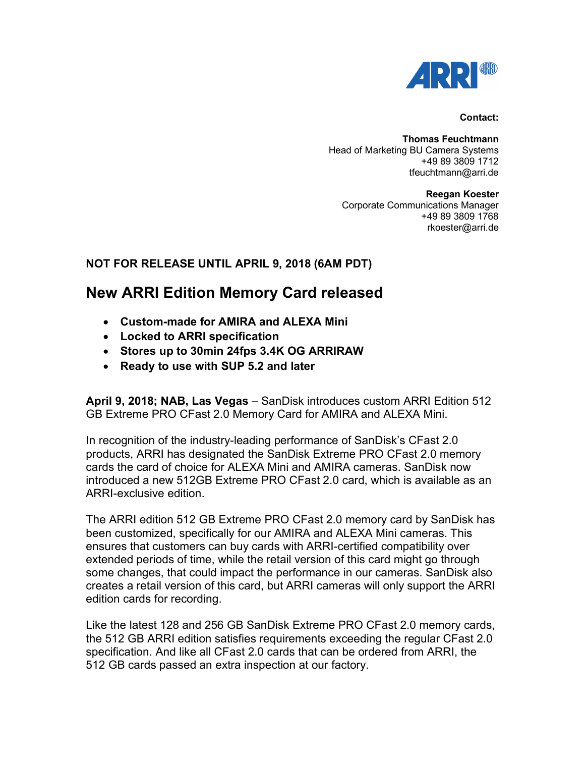**Contact:**

**Thomas Feuchtmann**
Head of Marketing BU Camera Systems
+49 89 3809 1712
tfeuchtmann@arri.de

**Reegan Koester**
Corporate Communications Manager
+49 89 3809 1768
rkoester@arri.de

**NOT FOR RELEASE UNTIL APRIL 9, 2018 (6AM PDT)**

# New ARRI Edition Memory Card released

- **Custom-made for AMIRA and ALEXA Mini**
- **Locked to ARRI specification**
- **Stores up to 30min 24fps 3.4K OG ARRIRAW**
- **Ready to use with SUP 5.2 and later**

**April 9, 2018; NAB, Las Vegas** – SanDisk introduces custom ARRI Edition 512 GB Extreme PRO CFast 2.0 Memory Card for AMIRA and ALEXA Mini.

In recognition of the industry-leading performance of SanDisk's CFast 2.0 products, ARRI has designated the SanDisk Extreme PRO CFast 2.0 memory cards the card of choice for ALEXA Mini and AMIRA cameras. SanDisk now introduced a new 512GB Extreme PRO CFast 2.0 card, which is available as an ARRI-exclusive edition.

The ARRI edition 512 GB Extreme PRO CFast 2.0 memory card by SanDisk has been customized, specifically for our AMIRA and ALEXA Mini cameras. This ensures that customers can buy cards with ARRI-certified compatibility over extended periods of time, while the retail version of this card might go through some changes, that could impact the performance in our cameras. SanDisk also creates a retail version of this card, but ARRI cameras will only support the ARRI edition cards for recording.

Like the latest 128 and 256 GB SanDisk Extreme PRO CFast 2.0 memory cards, the 512 GB ARRI edition satisfies requirements exceeding the regular CFast 2.0 specification. And like all CFast 2.0 cards that can be ordered from ARRI, the 512 GB cards passed an extra inspection at our factory.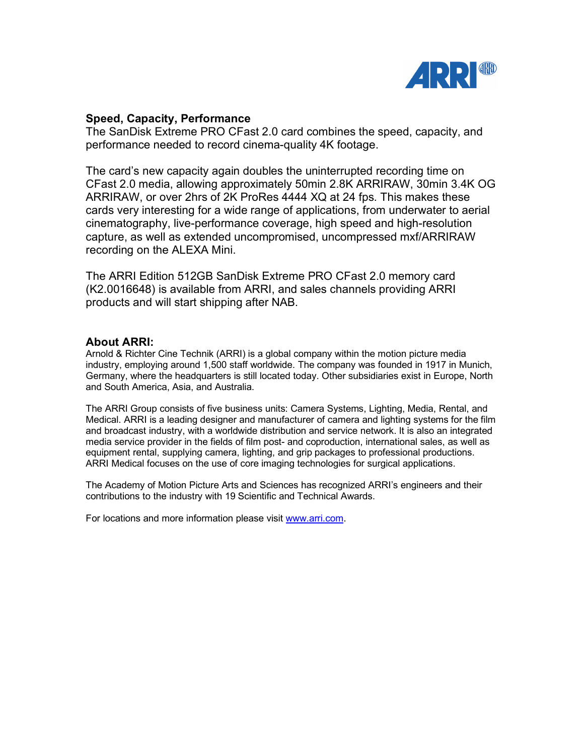## Speed, Capacity, Performance

The SanDisk Extreme PRO CFast 2.0 card combines the speed, capacity, and performance needed to record cinema-quality 4K footage.

The card's new capacity again doubles the uninterrupted recording time on CFast 2.0 media, allowing approximately 50min 2.8K ARRIRAW, 30min 3.4K OG ARRIRAW, or over 2hrs of 2K ProRes 4444 XQ at 24 fps. This makes these cards very interesting for a wide range of applications, from underwater to aerial cinematography, live-performance coverage, high speed and high-resolution capture, as well as extended uncompromised, uncompressed mxf/ARRIRAW recording on the ALEXA Mini.

The ARRI Edition 512GB SanDisk Extreme PRO CFast 2.0 memory card (K2.0016648) is available from ARRI, and sales channels providing ARRI products and will start shipping after NAB.

## About ARRI:

Arnold & Richter Cine Technik (ARRI) is a global company within the motion picture media industry, employing around 1,500 staff worldwide. The company was founded in 1917 in Munich, Germany, where the headquarters is still located today. Other subsidiaries exist in Europe, North and South America, Asia, and Australia.

The ARRI Group consists of five business units: Camera Systems, Lighting, Media, Rental, and Medical. ARRI is a leading designer and manufacturer of camera and lighting systems for the film and broadcast industry, with a worldwide distribution and service network. It is also an integrated media service provider in the fields of film post- and coproduction, international sales, as well as equipment rental, supplying camera, lighting, and grip packages to professional productions. ARRI Medical focuses on the use of core imaging technologies for surgical applications.

The Academy of Motion Picture Arts and Sciences has recognized ARRI's engineers and their contributions to the industry with 19 Scientific and Technical Awards.

For locations and more information please visit www.arri.com.